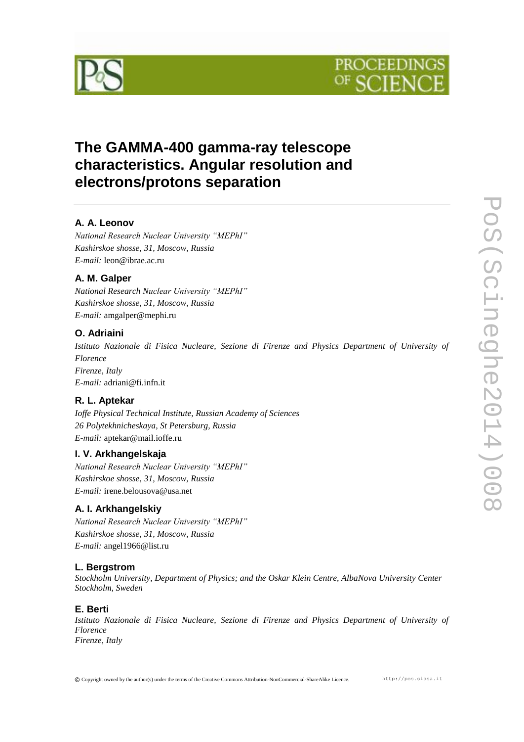# The GAMMA-400 gamma-ray telescope characteristics. Angular resolution and electrons/protons separation

**A. A. Leonov**

*National Research Nuclear University "MEPhI"*
*Kashirskoe shosse, 31, Moscow, Russia*
*E-mail:* leon@ibrae.ac.ru

**A. M. Galper**

*National Research Nuclear University "MEPhI"*
*Kashirskoe shosse, 31, Moscow, Russia*
*E-mail:* amgalper@mephi.ru

**O. Adriaini**

*Istituto Nazionale di Fisica Nucleare, Sezione di Firenze and Physics Department of University of Florence*
*Firenze, Italy*
*E-mail:* adriani@fi.infn.it

**R. L. Aptekar**

*Ioffe Physical Technical Institute, Russian Academy of Sciences*
*26 Polytekhnicheskaya, St Petersburg, Russia*
*E-mail:* aptekar@mail.ioffe.ru

**I. V. Arkhangelskaja**

*National Research Nuclear University "MEPhI"*
*Kashirskoe shosse, 31, Moscow, Russia*
*E-mail:* irene.belousova@usa.net

**A. I. Arkhangelskiy**

*National Research Nuclear University "MEPhI"*
*Kashirskoe shosse, 31, Moscow, Russia*
*E-mail:* angel1966@list.ru

**L. Bergstrom**

*Stockholm University, Department of Physics; and the Oskar Klein Centre, AlbaNova University Center*
*Stockholm, Sweden*

**E. Berti**

*Istituto Nazionale di Fisica Nucleare, Sezione di Firenze and Physics Department of University of Florence*
*Firenze, Italy*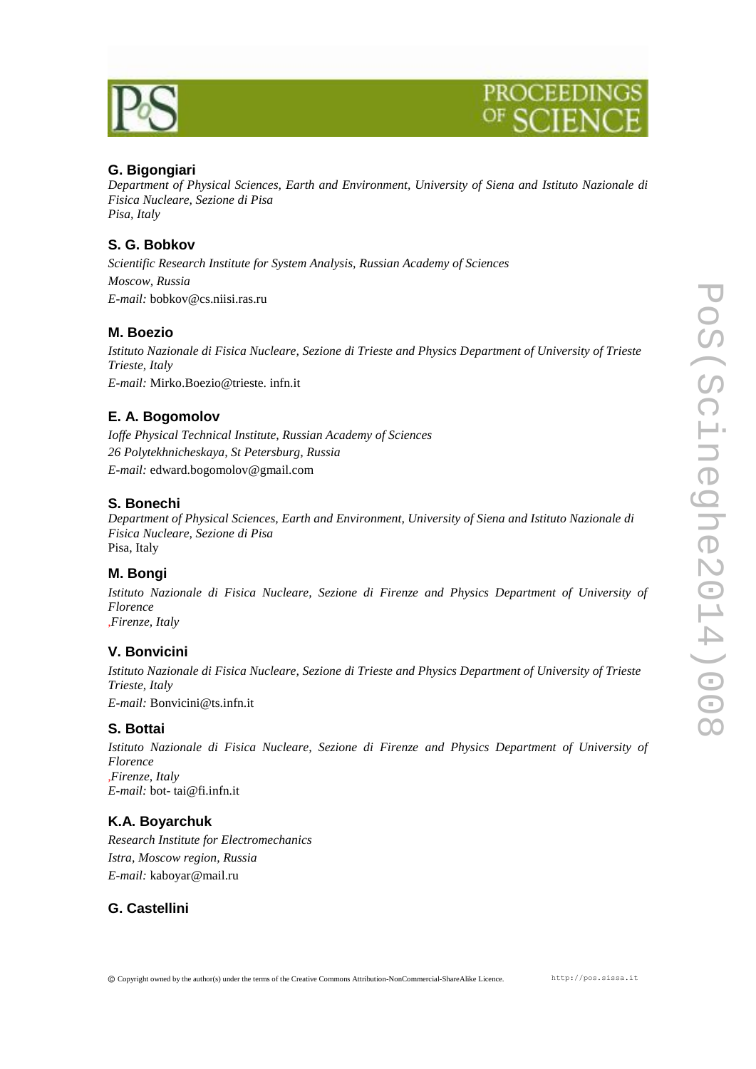### G. Bigongiari

*Department of Physical Sciences, Earth and Environment, University of Siena and Istituto Nazionale di Fisica Nucleare, Sezione di Pisa*
*Pisa, Italy*

### S. G. Bobkov

*Scientific Research Institute for System Analysis, Russian Academy of Sciences*
*Moscow, Russia*
*E-mail:* bobkov@cs.niisi.ras.ru

### M. Boezio

*Istituto Nazionale di Fisica Nucleare, Sezione di Trieste and Physics Department of University of Trieste*
*Trieste, Italy*
*E-mail:* Mirko.Boezio@trieste. infn.it

### E. A. Bogomolov

*Ioffe Physical Technical Institute, Russian Academy of Sciences*
*26 Polytekhnicheskaya, St Petersburg, Russia*
*E-mail:* edward.bogomolov@gmail.com

### S. Bonechi

*Department of Physical Sciences, Earth and Environment, University of Siena and Istituto Nazionale di Fisica Nucleare, Sezione di Pisa*
Pisa, Italy

### M. Bongi

*Istituto Nazionale di Fisica Nucleare, Sezione di Firenze and Physics Department of University of Florence*
*,Firenze, Italy*

### V. Bonvicini

*Istituto Nazionale di Fisica Nucleare, Sezione di Trieste and Physics Department of University of Trieste*
*Trieste, Italy*
*E-mail:* Bonvicini@ts.infn.it

### S. Bottai

*Istituto Nazionale di Fisica Nucleare, Sezione di Firenze and Physics Department of University of Florence*
*,Firenze, Italy*
*E-mail:* bot- tai@fi.infn.it

### K.A. Boyarchuk

*Research Institute for Electromechanics*
*Istra, Moscow region, Russia*
*E-mail:* kaboyar@mail.ru

### G. Castellini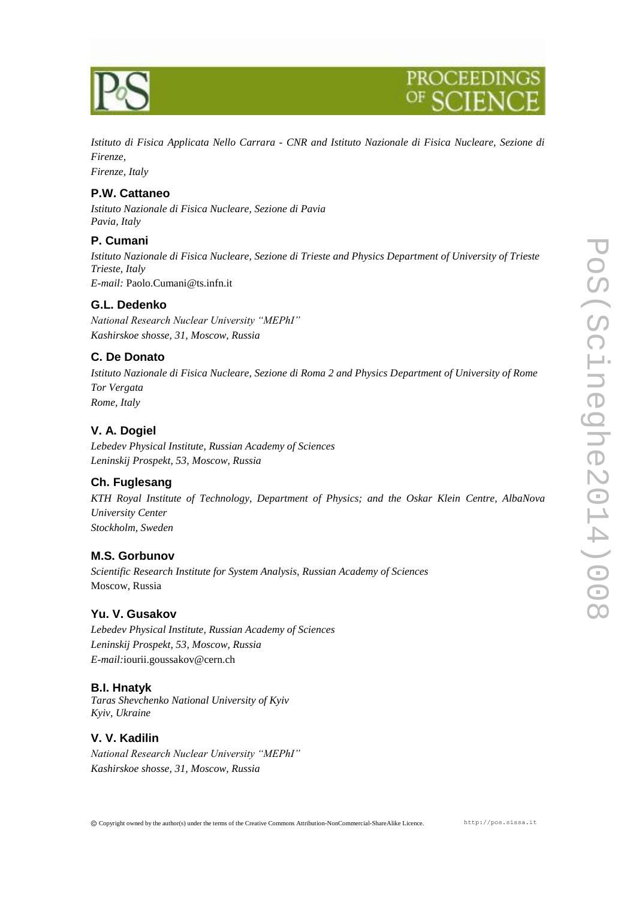*Istituto di Fisica Applicata Nello Carrara - CNR and Istituto Nazionale di Fisica Nucleare, Sezione di Firenze,*
*Firenze, Italy*

### P.W. Cattaneo

*Istituto Nazionale di Fisica Nucleare, Sezione di Pavia*
*Pavia, Italy*

### P. Cumani

*Istituto Nazionale di Fisica Nucleare, Sezione di Trieste and Physics Department of University of Trieste*
*Trieste, Italy*
*E-mail:* Paolo.Cumani@ts.infn.it

### G.L. Dedenko

*National Research Nuclear University "MEPhI"*
*Kashirskoe shosse, 31, Moscow, Russia*

### C. De Donato

*Istituto Nazionale di Fisica Nucleare, Sezione di Roma 2 and Physics Department of University of Rome Tor Vergata*
*Rome, Italy*

### V. A. Dogiel

*Lebedev Physical Institute, Russian Academy of Sciences*
*Leninskij Prospekt, 53, Moscow, Russia*

### Ch. Fuglesang

*KTH Royal Institute of Technology, Department of Physics; and the Oskar Klein Centre, AlbaNova University Center*
*Stockholm, Sweden*

### M.S. Gorbunov

*Scientific Research Institute for System Analysis, Russian Academy of Sciences*
Moscow, Russia

### Yu. V. Gusakov

*Lebedev Physical Institute, Russian Academy of Sciences*
*Leninskij Prospekt, 53, Moscow, Russia*
*E-mail:*iourii.goussakov@cern.ch

### B.I. Hnatyk

*Taras Shevchenko National University of Kyiv*
*Kyiv, Ukraine*

### V. V. Kadilin

*National Research Nuclear University "MEPhI"*
*Kashirskoe shosse, 31, Moscow, Russia*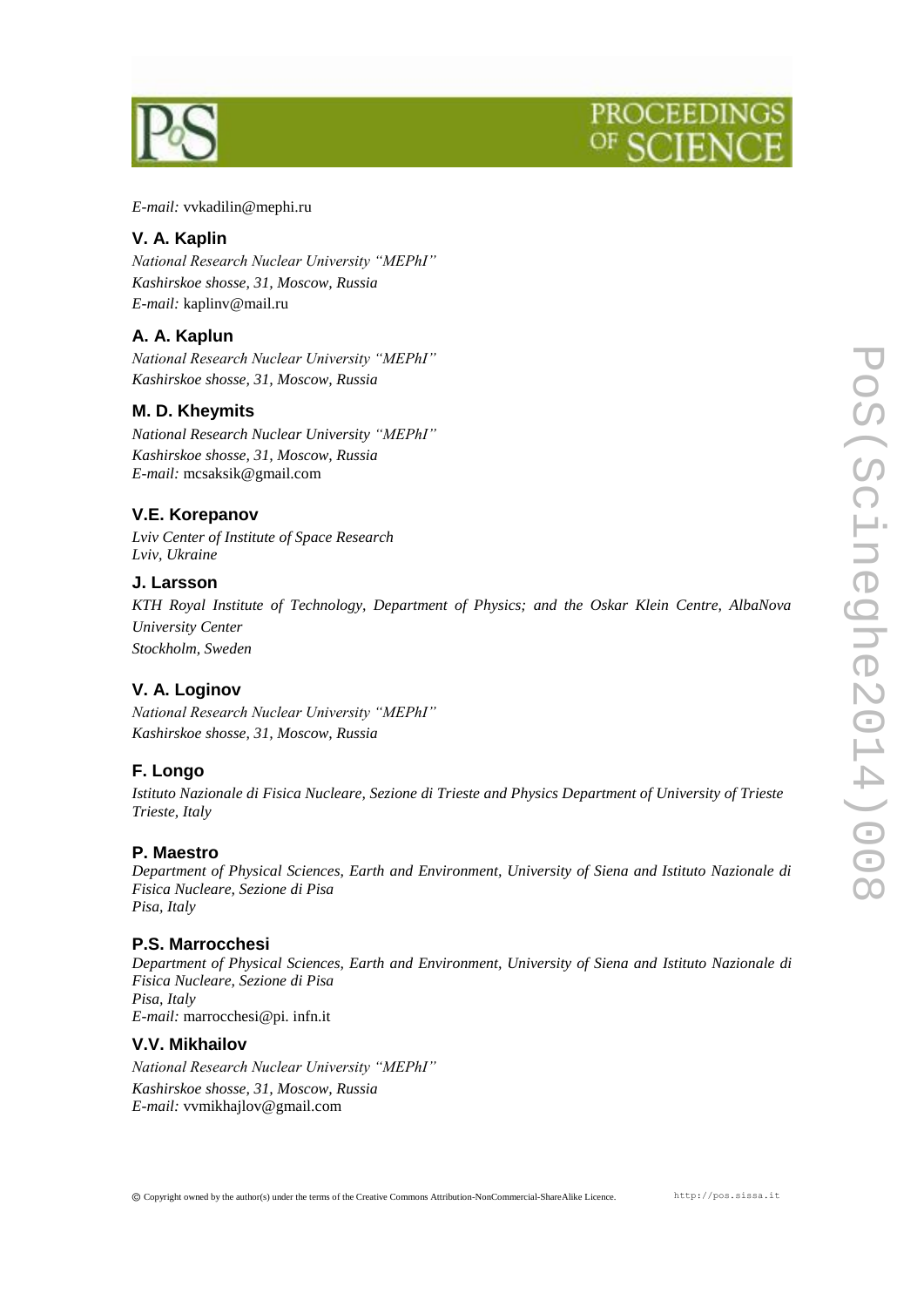*E-mail:* vvkadilin@mephi.ru

### V. A. Kaplin

*National Research Nuclear University "MEPhI"*
*Kashirskoe shosse, 31, Moscow, Russia*
*E-mail:* kaplinv@mail.ru

### A. A. Kaplun

*National Research Nuclear University "MEPhI"*
*Kashirskoe shosse, 31, Moscow, Russia*

### M. D. Kheymits

*National Research Nuclear University "MEPhI"*
*Kashirskoe shosse, 31, Moscow, Russia*
*E-mail:* mcsaksik@gmail.com

### V.E. Korepanov

*Lviv Center of Institute of Space Research*
*Lviv, Ukraine*

### J. Larsson

*KTH Royal Institute of Technology, Department of Physics; and the Oskar Klein Centre, AlbaNova University Center*
*Stockholm, Sweden*

### V. A. Loginov

*National Research Nuclear University "MEPhI"*
*Kashirskoe shosse, 31, Moscow, Russia*

### F. Longo

*Istituto Nazionale di Fisica Nucleare, Sezione di Trieste and Physics Department of University of Trieste*
*Trieste, Italy*

### P. Maestro

*Department of Physical Sciences, Earth and Environment, University of Siena and Istituto Nazionale di Fisica Nucleare, Sezione di Pisa*
*Pisa, Italy*

### P.S. Marrocchesi

*Department of Physical Sciences, Earth and Environment, University of Siena and Istituto Nazionale di Fisica Nucleare, Sezione di Pisa*
*Pisa, Italy*
*E-mail:* marrocchesi@pi. infn.it

### V.V. Mikhailov

*National Research Nuclear University "MEPhI"*
*Kashirskoe shosse, 31, Moscow, Russia*
*E-mail:* vvmikhajlov@gmail.com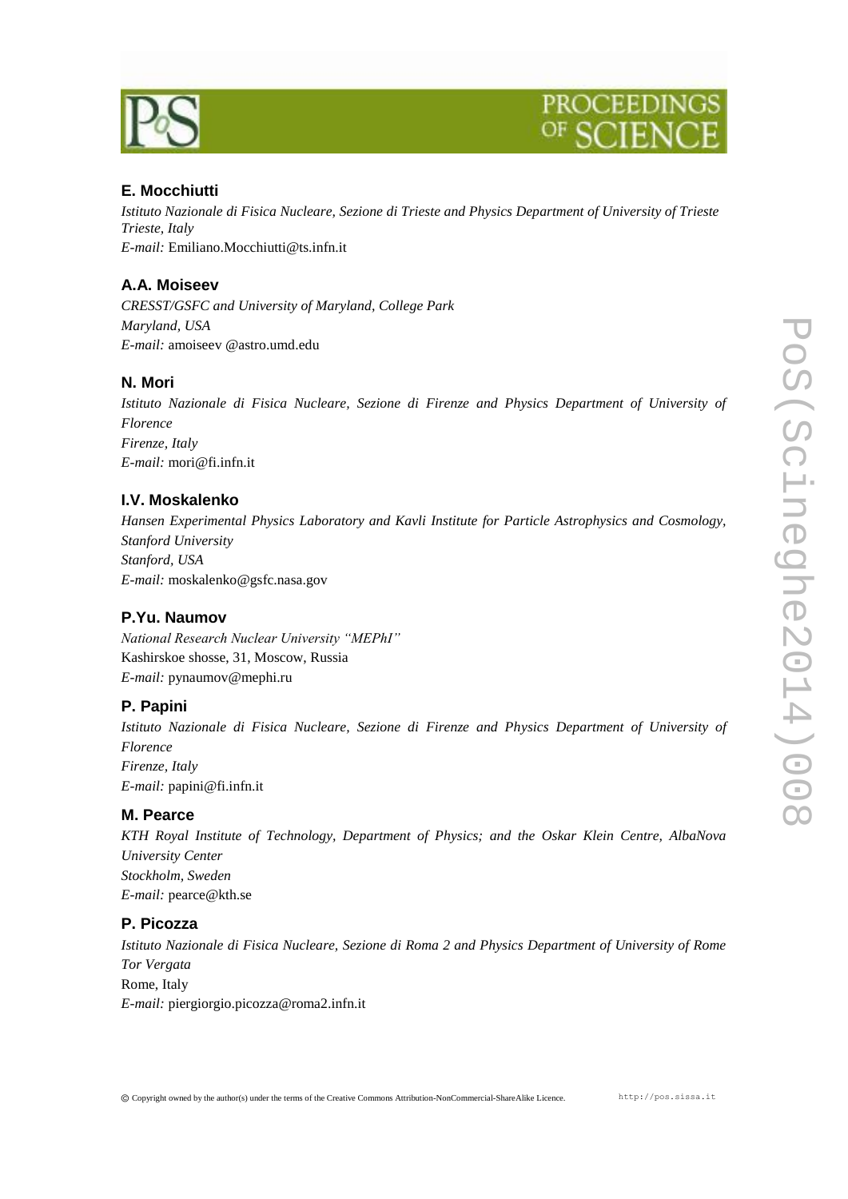### E. Mocchiutti

*Istituto Nazionale di Fisica Nucleare, Sezione di Trieste and Physics Department of University of Trieste*
*Trieste, Italy*
*E-mail:* Emiliano.Mocchiutti@ts.infn.it

### A.A. Moiseev

*CRESST/GSFC and University of Maryland, College Park*
*Maryland, USA*
*E-mail:* amoiseev @astro.umd.edu

### N. Mori

*Istituto Nazionale di Fisica Nucleare, Sezione di Firenze and Physics Department of University of Florence*
*Firenze, Italy*
*E-mail:* mori@fi.infn.it

### I.V. Moskalenko

*Hansen Experimental Physics Laboratory and Kavli Institute for Particle Astrophysics and Cosmology, Stanford University*
*Stanford, USA*
*E-mail:* moskalenko@gsfc.nasa.gov

### P.Yu. Naumov

*National Research Nuclear University "MEPhI"*
Kashirskoe shosse, 31, Moscow, Russia
*E-mail:* pynaumov@mephi.ru

### P. Papini

*Istituto Nazionale di Fisica Nucleare, Sezione di Firenze and Physics Department of University of Florence*
*Firenze, Italy*
*E-mail:* papini@fi.infn.it

### M. Pearce

*KTH Royal Institute of Technology, Department of Physics; and the Oskar Klein Centre, AlbaNova University Center*
*Stockholm, Sweden*
*E-mail:* pearce@kth.se

### P. Picozza

*Istituto Nazionale di Fisica Nucleare, Sezione di Roma 2 and Physics Department of University of Rome Tor Vergata*
Rome, Italy
*E-mail:* piergiorgio.picozza@roma2.infn.it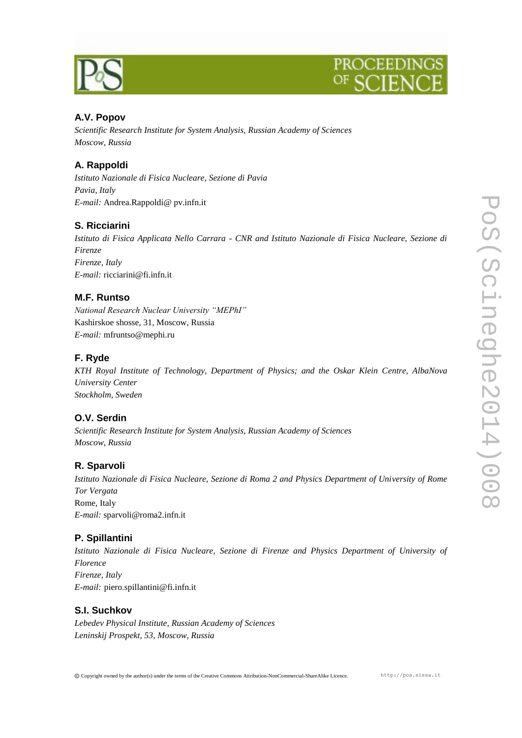### A.V. Popov

*Scientific Research Institute for System Analysis, Russian Academy of Sciences*
*Moscow, Russia*

### A. Rappoldi

*Istituto Nazionale di Fisica Nucleare, Sezione di Pavia*
*Pavia, Italy*
*E-mail:* Andrea.Rappoldi@ pv.infn.it

### S. Ricciarini

*Istituto di Fisica Applicata Nello Carrara - CNR and Istituto Nazionale di Fisica Nucleare, Sezione di Firenze*
*Firenze, Italy*
*E-mail:* ricciarini@fi.infn.it

### M.F. Runtso

*National Research Nuclear University "MEPhI"*
Kashirskoe shosse, 31, Moscow, Russia
*E-mail:* mfruntso@mephi.ru

### F. Ryde

*KTH Royal Institute of Technology, Department of Physics; and the Oskar Klein Centre, AlbaNova University Center*
*Stockholm, Sweden*

### O.V. Serdin

*Scientific Research Institute for System Analysis, Russian Academy of Sciences*
*Moscow, Russia*

### R. Sparvoli

*Istituto Nazionale di Fisica Nucleare, Sezione di Roma 2 and Physics Department of University of Rome Tor Vergata*
Rome, Italy
*E-mail:* sparvoli@roma2.infn.it

### P. Spillantini

*Istituto Nazionale di Fisica Nucleare, Sezione di Firenze and Physics Department of University of Florence*
*Firenze, Italy*
*E-mail:* piero.spillantini@fi.infn.it

### S.I. Suchkov

*Lebedev Physical Institute, Russian Academy of Sciences*
*Leninskij Prospekt, 53, Moscow, Russia*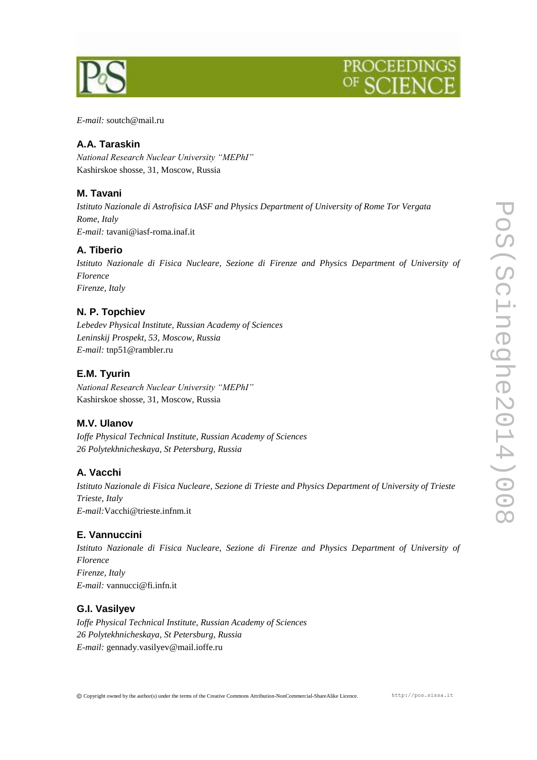*E-mail:* soutch@mail.ru

### A.A. Taraskin

*National Research Nuclear University "MEPhI"*
Kashirskoe shosse, 31, Moscow, Russia

### M. Tavani

*Istituto Nazionale di Astrofisica IASF and Physics Department of University of Rome Tor Vergata*
*Rome, Italy*
*E-mail:* tavani@iasf-roma.inaf.it

### A. Tiberio

*Istituto Nazionale di Fisica Nucleare, Sezione di Firenze and Physics Department of University of Florence*
*Firenze, Italy*

### N. P. Topchiev

*Lebedev Physical Institute, Russian Academy of Sciences*
*Leninskij Prospekt, 53, Moscow, Russia*
*E-mail:* tnp51@rambler.ru

### E.M. Tyurin

*National Research Nuclear University "MEPhI"*
Kashirskoe shosse, 31, Moscow, Russia

### M.V. Ulanov

*Ioffe Physical Technical Institute, Russian Academy of Sciences*
*26 Polytekhnicheskaya, St Petersburg, Russia*

### A. Vacchi

*Istituto Nazionale di Fisica Nucleare, Sezione di Trieste and Physics Department of University of Trieste*
*Trieste, Italy*
*E-mail:*Vacchi@trieste.infnm.it

### E. Vannuccini

*Istituto Nazionale di Fisica Nucleare, Sezione di Firenze and Physics Department of University of Florence*
*Firenze, Italy*
*E-mail:* vannucci@fi.infn.it

### G.I. Vasilyev

*Ioffe Physical Technical Institute, Russian Academy of Sciences*
*26 Polytekhnicheskaya, St Petersburg, Russia*
*E-mail:* gennady.vasilyev@mail.ioffe.ru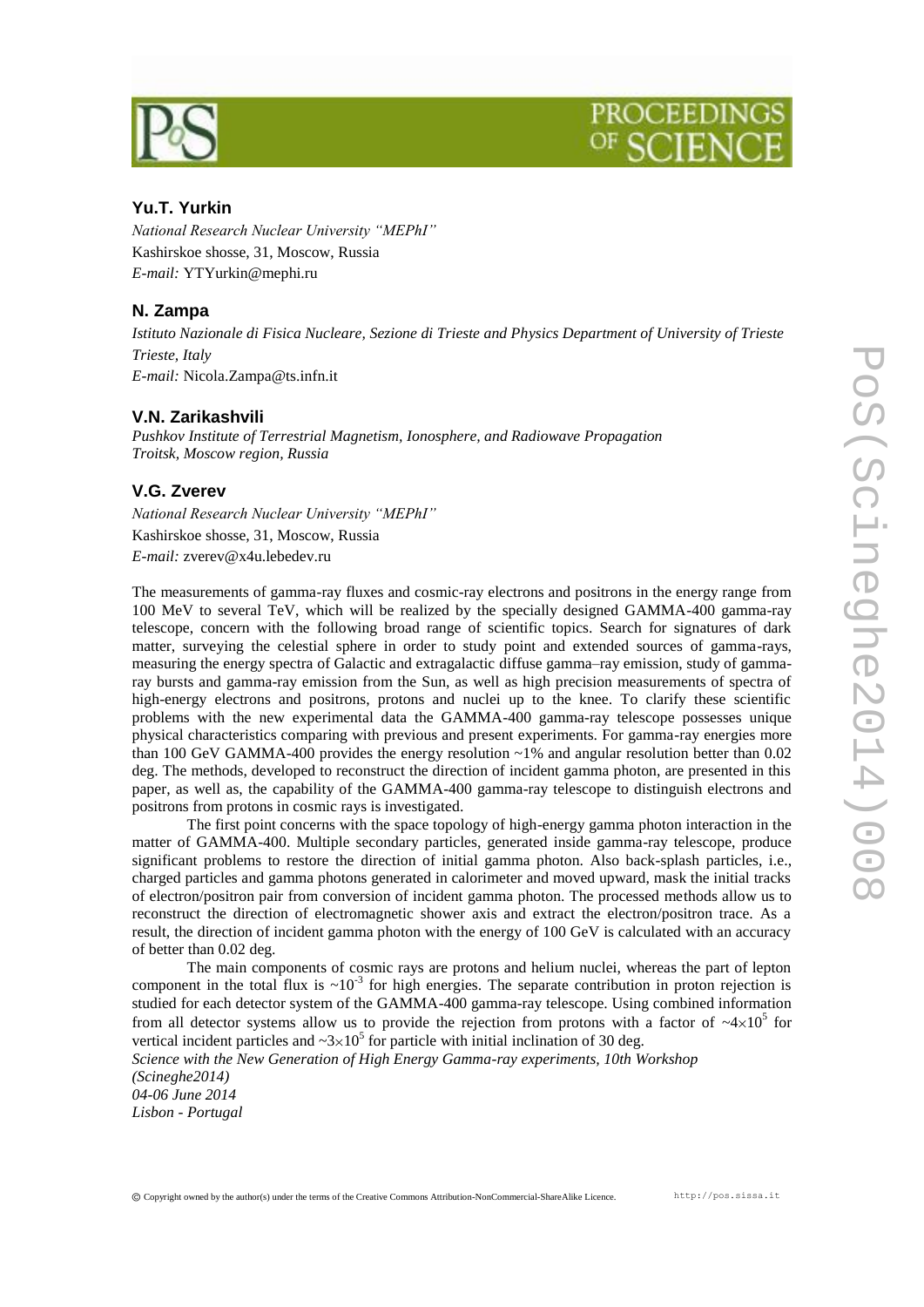**Yu.T. Yurkin**

*National Research Nuclear University "MEPhI"*
Kashirskoe shosse, 31, Moscow, Russia
*E-mail:* YTYurkin@mephi.ru

**N. Zampa**

*Istituto Nazionale di Fisica Nucleare, Sezione di Trieste and Physics Department of University of Trieste*
*Trieste, Italy*
*E-mail:* Nicola.Zampa@ts.infn.it

**V.N. Zarikashvili**

*Pushkov Institute of Terrestrial Magnetism, Ionosphere, and Radiowave Propagation*
*Troitsk, Moscow region, Russia*

**V.G. Zverev**

*National Research Nuclear University "MEPhI"*
Kashirskoe shosse, 31, Moscow, Russia
*E-mail:* zverev@x4u.lebedev.ru

The measurements of gamma-ray fluxes and cosmic-ray electrons and positrons in the energy range from 100 MeV to several TeV, which will be realized by the specially designed GAMMA-400 gamma-ray telescope, concern with the following broad range of scientific topics. Search for signatures of dark matter, surveying the celestial sphere in order to study point and extended sources of gamma-rays, measuring the energy spectra of Galactic and extragalactic diffuse gamma–ray emission, study of gamma-ray bursts and gamma-ray emission from the Sun, as well as high precision measurements of spectra of high-energy electrons and positrons, protons and nuclei up to the knee. To clarify these scientific problems with the new experimental data the GAMMA-400 gamma-ray telescope possesses unique physical characteristics comparing with previous and present experiments. For gamma-ray energies more than 100 GeV GAMMA-400 provides the energy resolution ~1% and angular resolution better than 0.02 deg. The methods, developed to reconstruct the direction of incident gamma photon, are presented in this paper, as well as, the capability of the GAMMA-400 gamma-ray telescope to distinguish electrons and positrons from protons in cosmic rays is investigated.

The first point concerns with the space topology of high-energy gamma photon interaction in the matter of GAMMA-400. Multiple secondary particles, generated inside gamma-ray telescope, produce significant problems to restore the direction of initial gamma photon. Also back-splash particles, i.e., charged particles and gamma photons generated in calorimeter and moved upward, mask the initial tracks of electron/positron pair from conversion of incident gamma photon. The processed methods allow us to reconstruct the direction of electromagnetic shower axis and extract the electron/positron trace. As a result, the direction of incident gamma photon with the energy of 100 GeV is calculated with an accuracy of better than 0.02 deg.

The main components of cosmic rays are protons and helium nuclei, whereas the part of lepton component in the total flux is $\sim 10^{-3}$ for high energies. The separate contribution in proton rejection is studied for each detector system of the GAMMA-400 gamma-ray telescope. Using combined information from all detector systems allow us to provide the rejection from protons with a factor of $\sim 4\times 10^{5}$ for vertical incident particles and $\sim 3\times 10^{5}$ for particle with initial inclination of 30 deg.

*Science with the New Generation of High Energy Gamma-ray experiments, 10th Workshop (Scineghe2014)*
*04-06 June 2014*
*Lisbon - Portugal*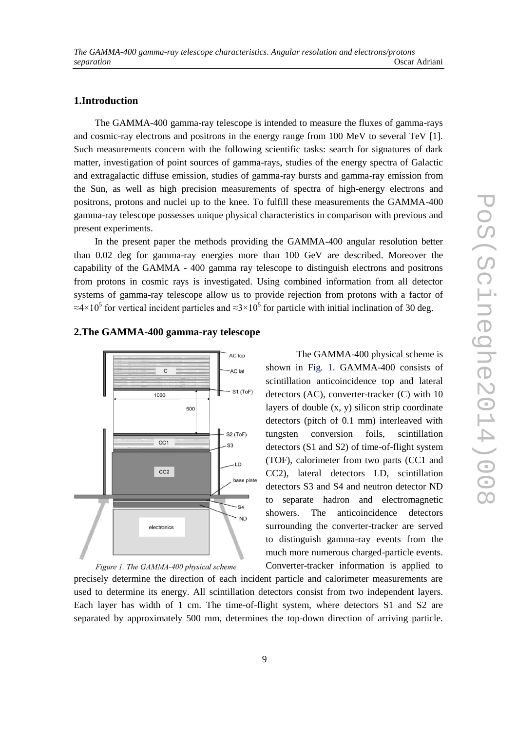## 1.Introduction

The GAMMA-400 gamma-ray telescope is intended to measure the fluxes of gamma-rays and cosmic-ray electrons and positrons in the energy range from 100 MeV to several TeV [1]. Such measurements concern with the following scientific tasks: search for signatures of dark matter, investigation of point sources of gamma-rays, studies of the energy spectra of Galactic and extragalactic diffuse emission, studies of gamma-ray bursts and gamma-ray emission from the Sun, as well as high precision measurements of spectra of high-energy electrons and positrons, protons and nuclei up to the knee. To fulfill these measurements the GAMMA-400 gamma-ray telescope possesses unique physical characteristics in comparison with previous and present experiments.

In the present paper the methods providing the GAMMA-400 angular resolution better than 0.02 deg for gamma-ray energies more than 100 GeV are described. Moreover the capability of the GAMMA - 400 gamma ray telescope to distinguish electrons and positrons from protons in cosmic rays is investigated. Using combined information from all detector systems of gamma-ray telescope allow us to provide rejection from protons with a factor of $\approx 4\times10^5$ for vertical incident particles and $\approx 3\times10^5$ for particle with initial inclination of 30 deg.

## 2.The GAMMA-400 gamma-ray telescope

*Figure 1. The GAMMA-400 physical scheme.*

The GAMMA-400 physical scheme is shown in Fig. 1. GAMMA-400 consists of scintillation anticoincidence top and lateral detectors (AC), converter-tracker (C) with 10 layers of double (x, y) silicon strip coordinate detectors (pitch of 0.1 mm) interleaved with tungsten conversion foils, scintillation detectors (S1 and S2) of time-of-flight system (TOF), calorimeter from two parts (CC1 and CC2), lateral detectors LD, scintillation detectors S3 and S4 and neutron detector ND to separate hadron and electromagnetic showers. The anticoincidence detectors surrounding the converter-tracker are served to distinguish gamma-ray events from the much more numerous charged-particle events. Converter-tracker information is applied to precisely determine the direction of each incident particle and calorimeter measurements are used to determine its energy. All scintillation detectors consist from two independent layers. Each layer has width of 1 cm. The time-of-flight system, where detectors S1 and S2 are separated by approximately 500 mm, determines the top-down direction of arriving particle.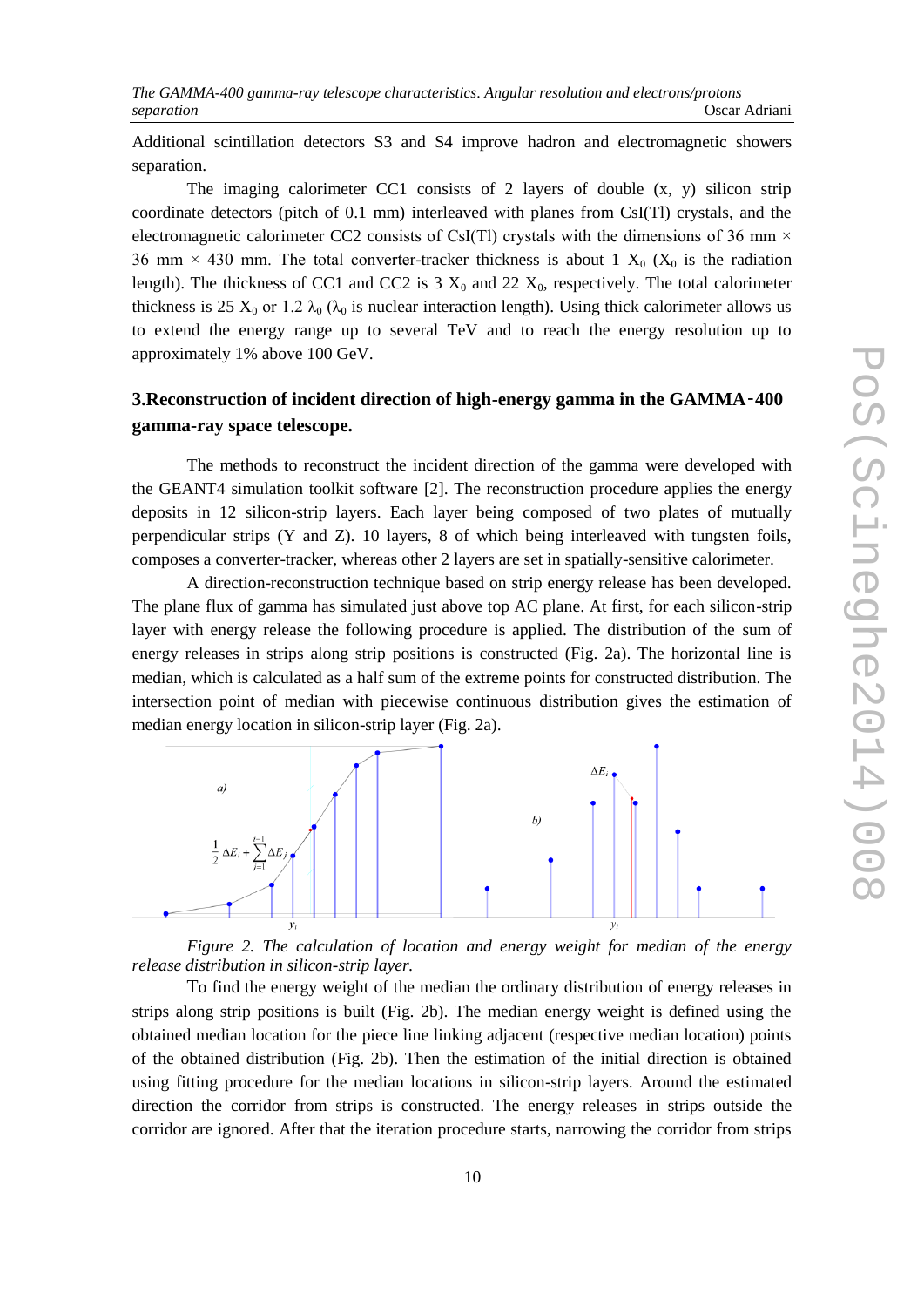Additional scintillation detectors S3 and S4 improve hadron and electromagnetic showers separation.

The imaging calorimeter CC1 consists of 2 layers of double (x, y) silicon strip coordinate detectors (pitch of 0.1 mm) interleaved with planes from CsI(Tl) crystals, and the electromagnetic calorimeter CC2 consists of CsI(Tl) crystals with the dimensions of 36 mm × 36 mm × 430 mm. The total converter-tracker thickness is about 1 $X_0$ ($X_0$ is the radiation length). The thickness of CC1 and CC2 is 3 $X_0$ and 22 $X_0$, respectively. The total calorimeter thickness is 25 $X_0$ or 1.2 $\lambda_0$ ($\lambda_0$ is nuclear interaction length). Using thick calorimeter allows us to extend the energy range up to several TeV and to reach the energy resolution up to approximately 1% above 100 GeV.

## 3.Reconstruction of incident direction of high-energy gamma in the GAMMA-400 gamma-ray space telescope.

The methods to reconstruct the incident direction of the gamma were developed with the GEANT4 simulation toolkit software [2]. The reconstruction procedure applies the energy deposits in 12 silicon-strip layers. Each layer being composed of two plates of mutually perpendicular strips (Y and Z). 10 layers, 8 of which being interleaved with tungsten foils, composes a converter-tracker, whereas other 2 layers are set in spatially-sensitive calorimeter.

A direction-reconstruction technique based on strip energy release has been developed. The plane flux of gamma has simulated just above top AC plane. At first, for each silicon-strip layer with energy release the following procedure is applied. The distribution of the sum of energy releases in strips along strip positions is constructed (Fig. 2a). The horizontal line is median, which is calculated as a half sum of the extreme points for constructed distribution. The intersection point of median with piecewise continuous distribution gives the estimation of median energy location in silicon-strip layer (Fig. 2a).

*Figure 2. The calculation of location and energy weight for median of the energy release distribution in silicon-strip layer.*

To find the energy weight of the median the ordinary distribution of energy releases in strips along strip positions is built (Fig. 2b). The median energy weight is defined using the obtained median location for the piece line linking adjacent (respective median location) points of the obtained distribution (Fig. 2b). Then the estimation of the initial direction is obtained using fitting procedure for the median locations in silicon-strip layers. Around the estimated direction the corridor from strips is constructed. The energy releases in strips outside the corridor are ignored. After that the iteration procedure starts, narrowing the corridor from strips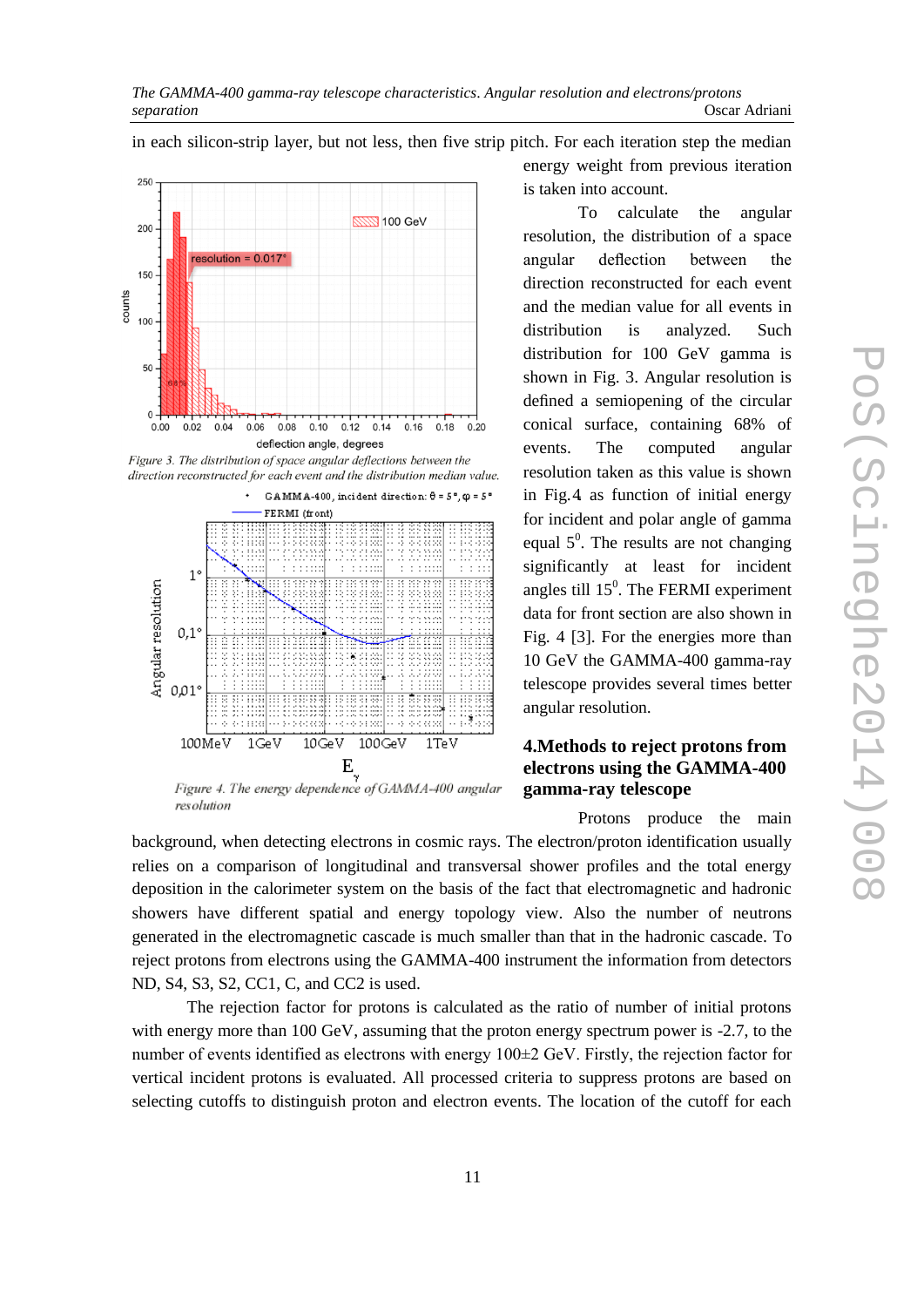in each silicon-strip layer, but not less, then five strip pitch. For each iteration step the median energy weight from previous iteration is taken into account.

Figure 3. The distribution of space angular deflections between the direction reconstructed for each event and the distribution median value.

Figure 4. The energy dependence of GAMMA-400 angular resolution

To calculate the angular resolution, the distribution of a space angular deflection between the direction reconstructed for each event and the median value for all events in distribution is analyzed. Such distribution for 100 GeV gamma is shown in Fig. 3. Angular resolution is defined a semiopening of the circular conical surface, containing 68% of events. The computed angular resolution taken as this value is shown in Fig.4 as function of initial energy for incident and polar angle of gamma equal $5^0$. The results are not changing significantly at least for incident angles till $15^0$. The FERMI experiment data for front section are also shown in Fig. 4 [3]. For the energies more than 10 GeV the GAMMA-400 gamma-ray telescope provides several times better angular resolution.

## 4.Methods to reject protons from electrons using the GAMMA-400 gamma-ray telescope

Protons produce the main background, when detecting electrons in cosmic rays. The electron/proton identification usually relies on a comparison of longitudinal and transversal shower profiles and the total energy deposition in the calorimeter system on the basis of the fact that electromagnetic and hadronic showers have different spatial and energy topology view. Also the number of neutrons generated in the electromagnetic cascade is much smaller than that in the hadronic cascade. To reject protons from electrons using the GAMMA-400 instrument the information from detectors ND, S4, S3, S2, CC1, C, and CC2 is used.

The rejection factor for protons is calculated as the ratio of number of initial protons with energy more than 100 GeV, assuming that the proton energy spectrum power is -2.7, to the number of events identified as electrons with energy 100±2 GeV. Firstly, the rejection factor for vertical incident protons is evaluated. All processed criteria to suppress protons are based on selecting cutoffs to distinguish proton and electron events. The location of the cutoff for each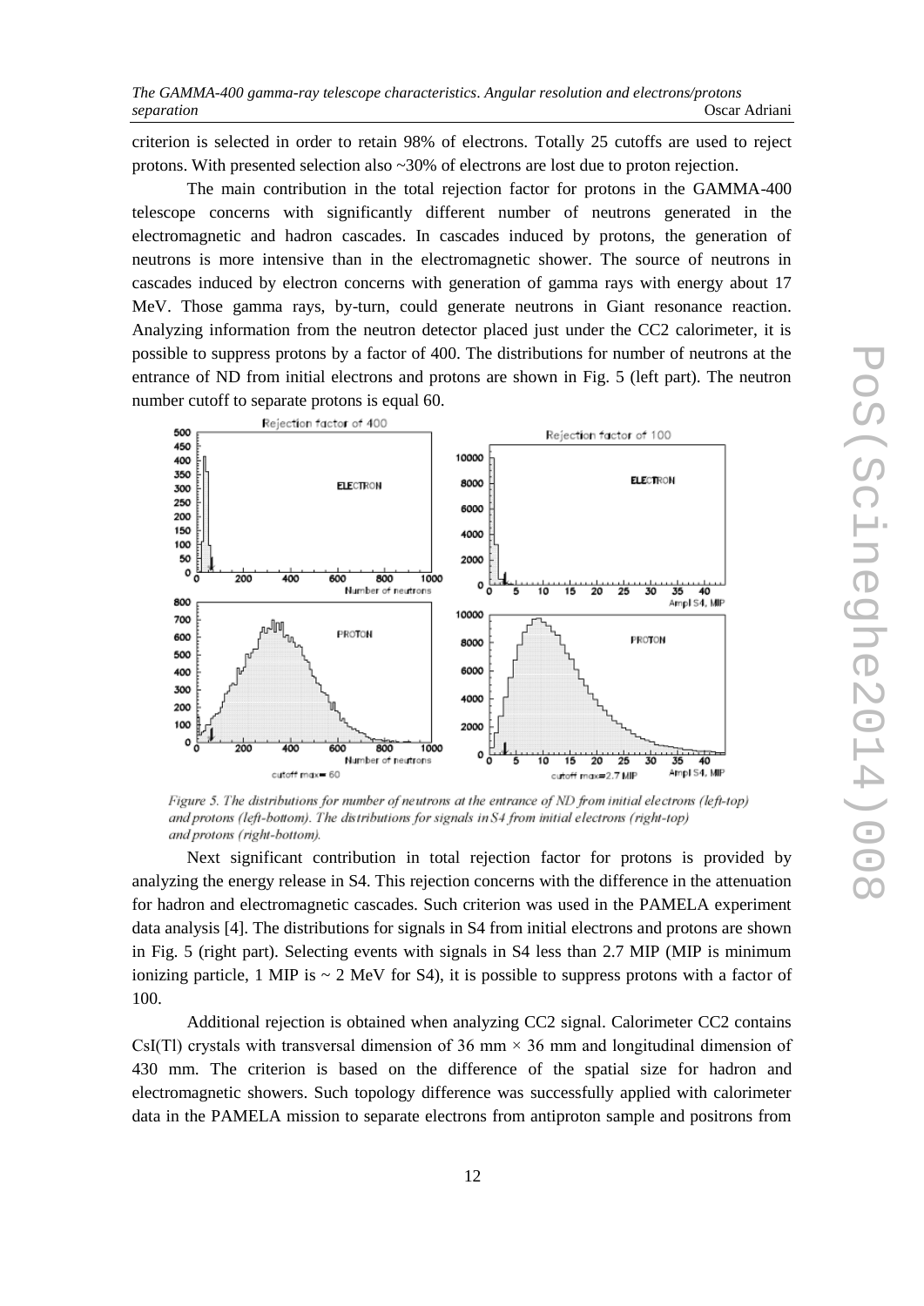criterion is selected in order to retain 98% of electrons. Totally 25 cutoffs are used to reject protons. With presented selection also ~30% of electrons are lost due to proton rejection.

The main contribution in the total rejection factor for protons in the GAMMA-400 telescope concerns with significantly different number of neutrons generated in the electromagnetic and hadron cascades. In cascades induced by protons, the generation of neutrons is more intensive than in the electromagnetic shower. The source of neutrons in cascades induced by electron concerns with generation of gamma rays with energy about 17 MeV. Those gamma rays, by-turn, could generate neutrons in Giant resonance reaction. Analyzing information from the neutron detector placed just under the CC2 calorimeter, it is possible to suppress protons by a factor of 400. The distributions for number of neutrons at the entrance of ND from initial electrons and protons are shown in Fig. 5 (left part). The neutron number cutoff to separate protons is equal 60.

*Figure 5. The distributions for number of neutrons at the entrance of ND from initial electrons (left-top) and protons (left-bottom). The distributions for signals in S4 from initial electrons (right-top) and protons (right-bottom).*

Next significant contribution in total rejection factor for protons is provided by analyzing the energy release in S4. This rejection concerns with the difference in the attenuation for hadron and electromagnetic cascades. Such criterion was used in the PAMELA experiment data analysis [4]. The distributions for signals in S4 from initial electrons and protons are shown in Fig. 5 (right part). Selecting events with signals in S4 less than 2.7 MIP (MIP is minimum ionizing particle, 1 MIP is ~ 2 MeV for S4), it is possible to suppress protons with a factor of 100.

Additional rejection is obtained when analyzing CC2 signal. Calorimeter CC2 contains CsI(Tl) crystals with transversal dimension of 36 mm × 36 mm and longitudinal dimension of 430 mm. The criterion is based on the difference of the spatial size for hadron and electromagnetic showers. Such topology difference was successfully applied with calorimeter data in the PAMELA mission to separate electrons from antiproton sample and positrons from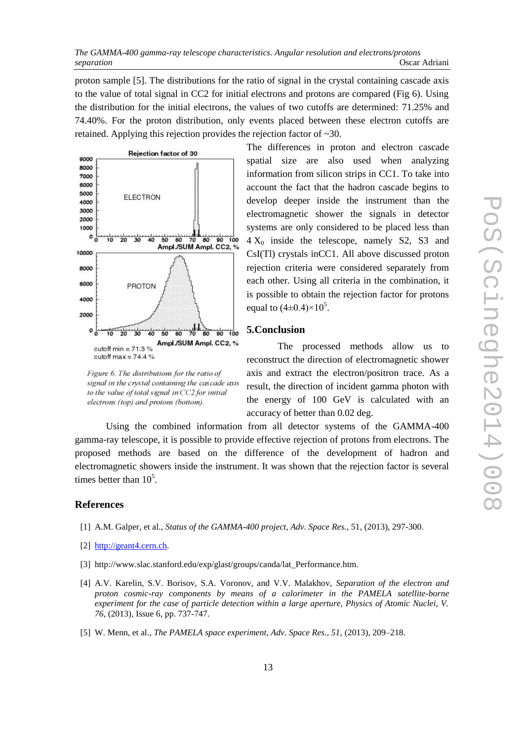proton sample [5]. The distributions for the ratio of signal in the crystal containing cascade axis to the value of total signal in CC2 for initial electrons and protons are compared (Fig 6). Using the distribution for the initial electrons, the values of two cutoffs are determined: 71.25% and 74.40%. For the proton distribution, only events placed between these electron cutoffs are retained. Applying this rejection provides the rejection factor of ~30.

Rejection factor of 30

ELECTRON

Ampl./SUM Ampl. CC2, %

PROTON

Ampl./SUM Ampl. CC2, %

cutoff min = 71.3 %
cutoff max = 74.4 %

*Figure 6. The distributions for the ratio of signal in the crystal containing the cascade axis to the value of total signal in CC2 for initial electrons (top) and protons (bottom).*

The differences in proton and electron cascade spatial size are also used when analyzing information from silicon strips in CC1. To take into account the fact that the hadron cascade begins to develop deeper inside the instrument than the electromagnetic shower the signals in detector systems are only considered to be placed less than $4\ X_0$ inside the telescope, namely S2, S3 and CsI(Tl) crystals inCC1. All above discussed proton rejection criteria were considered separately from each other. Using all criteria in the combination, it is possible to obtain the rejection factor for protons equal to $(4\pm0.4)\times10^5$.

## 5.Conclusion

The processed methods allow us to reconstruct the direction of electromagnetic shower axis and extract the electron/positron trace. As a result, the direction of incident gamma photon with the energy of 100 GeV is calculated with an accuracy of better than 0.02 deg.

Using the combined information from all detector systems of the GAMMA-400 gamma-ray telescope, it is possible to provide effective rejection of protons from electrons. The proposed methods are based on the difference of the development of hadron and electromagnetic showers inside the instrument. It was shown that the rejection factor is several times better than $10^5$.

## References

[1] A.M. Galper, et al., *Status of the GAMMA-400 project, Adv. Space Res.,* 51, (2013), 297-300.

[2] http://geant4.cern.ch.

[3] http://www.slac.stanford.edu/exp/glast/groups/canda/lat_Performance.htm.

[4] A.V. Karelin, S.V. Borisov, S.A. Voronov, and V.V. Malakhov, *Separation of the electron and proton cosmic-ray components by means of a calorimeter in the PAMELA satellite-borne experiment for the case of particle detection within a large aperture, Physics of Atomic Nuclei, V. 76,* (2013), Issue 6, pp. 737-747.

[5] W. Menn, et al., *The PAMELA space experiment, Adv. Space Res., 51,* (2013), 209–218.